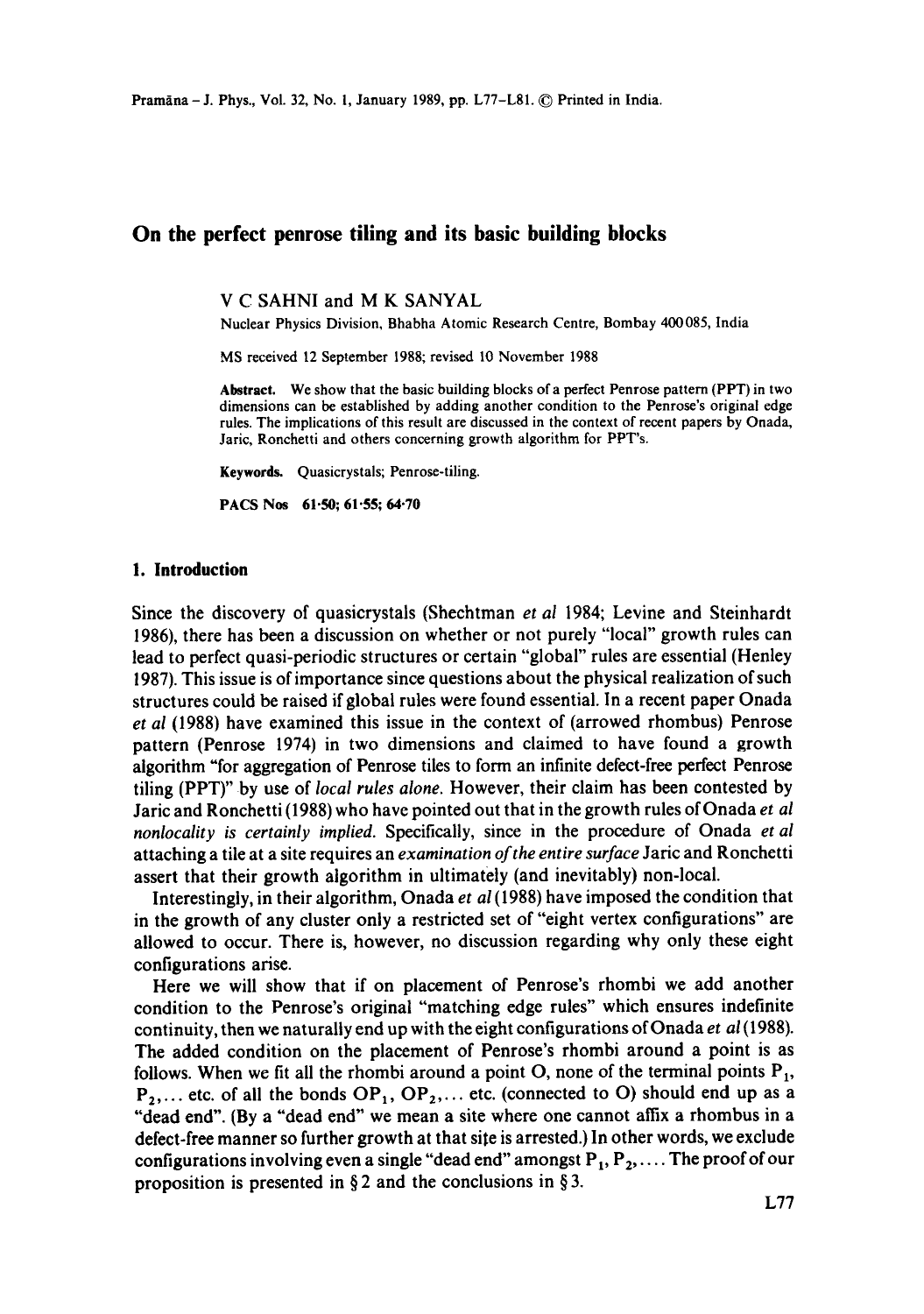# On the perfect penrose tiling and its basic building blocks

V C SAHNI and M K SANYAL

Nuclear Physics Division, Bhabha Atomic Research Centre, Bombay 400085, India

MS received 12 September 1988; revised 10 November 1988

**Abstract.** We show that the basic building blocks of a perfect Penrose pattern (PPT) in two dimensions can be established by adding another condition to the Penrose's original edge rules. The implications of this result are discussed in the context of recent papers by Onada, Jaric, Ronchetti and others concerning growth algorithm for PPT's.

**Keywords.** Quasicrystals; Penrose-tiling.

**PACS Nos** 61·50; 61·55; 64·70

## 1. Introduction

Since the discovery of quasicrystals (Shechtman *et al* 1984; Levine and Steinhardt 1986), there has been a discussion on whether or not purely "local" growth rules can lead to perfect quasi-periodic structures or certain "global" rules are essential (Henley 1987). This issue is of importance since questions about the physical realization of such structures could be raised if global rules were found essential. In a recent paper Onada *et al* (1988) have examined this issue in the context of (arrowed rhombus) Penrose pattern (Penrose 1974) in two dimensions and claimed to have found a growth algorithm "for aggregation of Penrose tiles to form an infinite defect-free perfect Penrose tiling (PPT)" by use of *local rules alone*. However, their claim has been contested by Jaric and Ronchetti (1988) who have pointed out that in the growth rules of Onada *et al* *nonlocality is certainly implied*. Specifically, since in the procedure of Onada *et al* attaching a tile at a site requires an *examination of the entire surface* Jaric and Ronchetti assert that their growth algorithm in ultimately (and inevitably) non-local.

Interestingly, in their algorithm, Onada *et al* (1988) have imposed the condition that in the growth of any cluster only a restricted set of "eight vertex configurations" are allowed to occur. There is, however, no discussion regarding why only these eight configurations arise.

Here we will show that if on placement of Penrose's rhombi we add another condition to the Penrose's original "matching edge rules" which ensures indefinite continuity, then we naturally end up with the eight configurations of Onada *et al* (1988). The added condition on the placement of Penrose's rhombi around a point is as follows. When we fit all the rhombi around a point O, none of the terminal points $P_1$, $P_2$,... etc. of all the bonds $OP_1$, $OP_2$,... etc. (connected to O) should end up as a "dead end". (By a "dead end" we mean a site where one cannot affix a rhombus in a defect-free manner so further growth at that site is arrested.) In other words, we exclude configurations involving even a single "dead end" amongst $P_1, P_2, \ldots$. The proof of our proposition is presented in § 2 and the conclusions in § 3.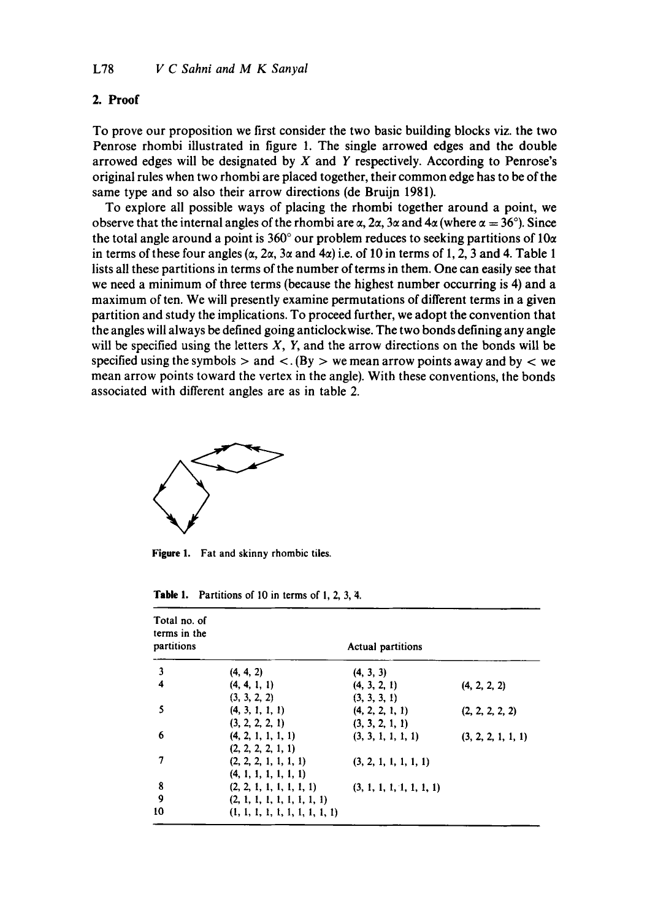## 2. Proof

To prove our proposition we first consider the two basic building blocks viz. the two Penrose rhombi illustrated in figure 1. The single arrowed edges and the double arrowed edges will be designated by $X$ and $Y$ respectively. According to Penrose's original rules when two rhombi are placed together, their common edge has to be of the same type and so also their arrow directions (de Bruijn 1981).

To explore all possible ways of placing the rhombi together around a point, we observe that the internal angles of the rhombi are $\alpha$, $2\alpha$, $3\alpha$ and $4\alpha$ (where $\alpha = 36°$). Since the total angle around a point is 360° our problem reduces to seeking partitions of $10\alpha$ in terms of these four angles ($\alpha$, $2\alpha$, $3\alpha$ and $4\alpha$) i.e. of 10 in terms of 1, 2, 3 and 4. Table 1 lists all these partitions in terms of the number of terms in them. One can easily see that we need a minimum of three terms (because the highest number occurring is 4) and a maximum of ten. We will presently examine permutations of different terms in a given partition and study the implications. To proceed further, we adopt the convention that the angles will always be defined going anticlockwise. The two bonds defining any angle will be specified using the letters $X$, $Y$, and the arrow directions on the bonds will be specified using the symbols $>$ and $<$. (By $>$ we mean arrow points away and by $<$ we mean arrow points toward the vertex in the angle). With these conventions, the bonds associated with different angles are as in table 2.

**Figure 1.** Fat and skinny rhombic tiles.

**Table 1.** Partitions of 10 in terms of 1, 2, 3, 4.

| Total no. of terms in the partitions | Actual partitions | | |
|---|---|---|---|
| 3 | (4, 4, 2) | (4, 3, 3) | |
| 4 | (4, 4, 1, 1) | (4, 3, 2, 1) | (4, 2, 2, 2) |
| | (3, 3, 2, 2) | (3, 3, 3, 1) | |
| 5 | (4, 3, 1, 1, 1) | (4, 2, 2, 1, 1) | (2, 2, 2, 2, 2) |
| | (3, 2, 2, 2, 1) | (3, 3, 2, 1, 1) | |
| 6 | (4, 2, 1, 1, 1, 1) | (3, 3, 1, 1, 1, 1) | (3, 2, 2, 1, 1, 1) |
| | (2, 2, 2, 2, 1, 1) | | |
| 7 | (2, 2, 2, 1, 1, 1, 1) | (3, 2, 1, 1, 1, 1, 1) | |
| | (4, 1, 1, 1, 1, 1, 1) | | |
| 8 | (2, 2, 1, 1, 1, 1, 1, 1) | (3, 1, 1, 1, 1, 1, 1, 1) | |
| 9 | (2, 1, 1, 1, 1, 1, 1, 1, 1) | | |
| 10 | (1, 1, 1, 1, 1, 1, 1, 1, 1, 1) | | |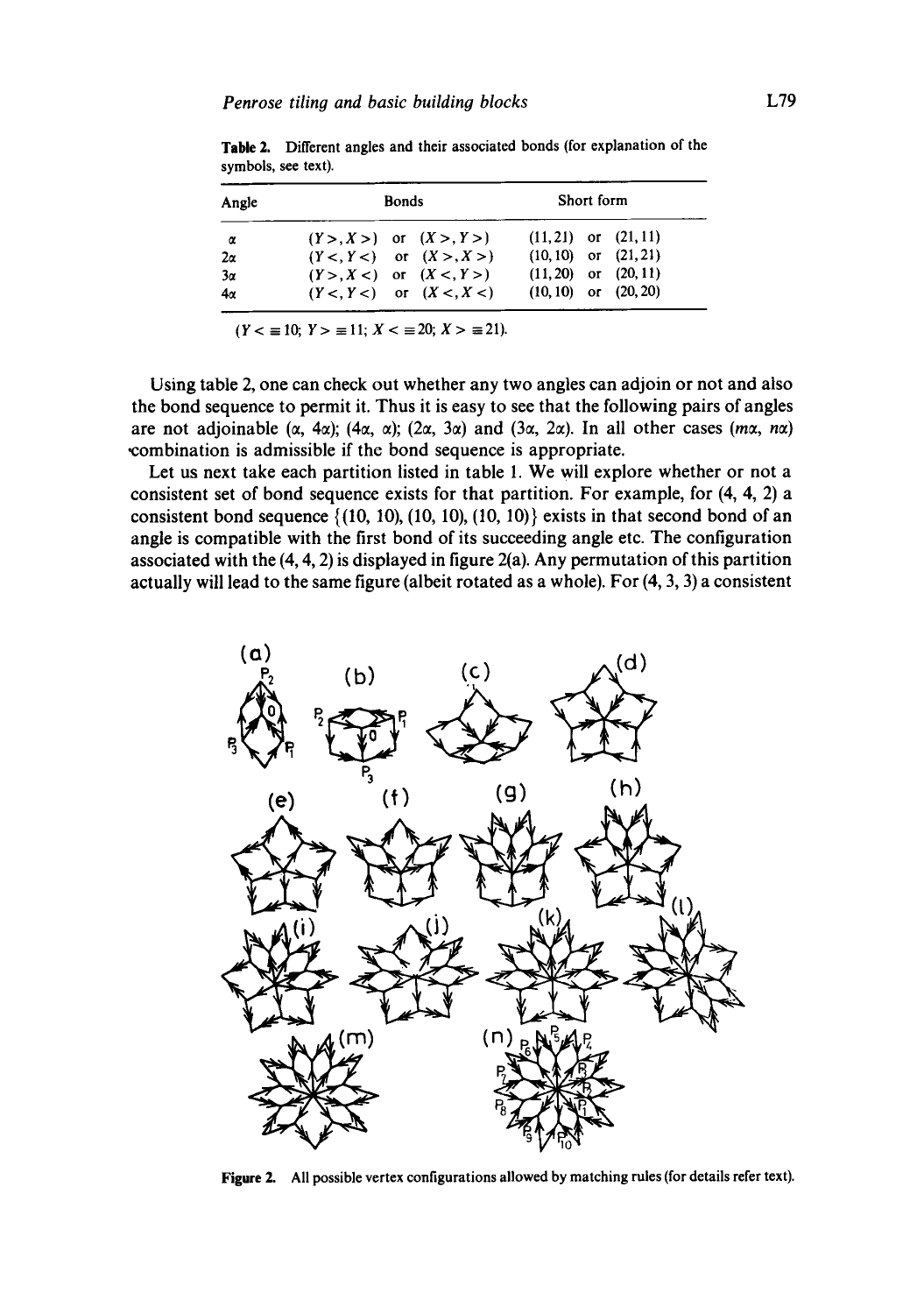**Table 2.** Different angles and their associated bonds (for explanation of the symbols, see text).

| Angle | Bonds | Short form |
|---|---|---|
| $\alpha$ | $(Y>, X>)$ or $(X>, Y>)$ | (11, 21) or (21, 11) |
| $2\alpha$ | $(Y<, Y<)$ or $(X>, X>)$ | (10, 10) or (21, 21) |
| $3\alpha$ | $(Y>, X<)$ or $(X<, Y>)$ | (11, 20) or (20, 11) |
| $4\alpha$ | $(Y<, Y<)$ or $(X<, X<)$ | (10, 10) or (20, 20) |

$(Y< \equiv 10;\ Y> \equiv 11;\ X< \equiv 20;\ X> \equiv 21)$.

Using table 2, one can check out whether any two angles can adjoin or not and also the bond sequence to permit it. Thus it is easy to see that the following pairs of angles are not adjoinable ($\alpha$, $4\alpha$); ($4\alpha$, $\alpha$); ($2\alpha$, $3\alpha$) and ($3\alpha$, $2\alpha$). In all other cases ($m\alpha$, $n\alpha$) combination is admissible if the bond sequence is appropriate.

Let us next take each partition listed in table 1. We will explore whether or not a consistent set of bond sequence exists for that partition. For example, for (4, 4, 2) a consistent bond sequence {(10, 10), (10, 10), (10, 10)} exists in that second bond of an angle is compatible with the first bond of its succeeding angle etc. The configuration associated with the (4, 4, 2) is displayed in figure 2(a). Any permutation of this partition actually will lead to the same figure (albeit rotated as a whole). For (4, 3, 3) a consistent

**Figure 2.** All possible vertex configurations allowed by matching rules (for details refer text).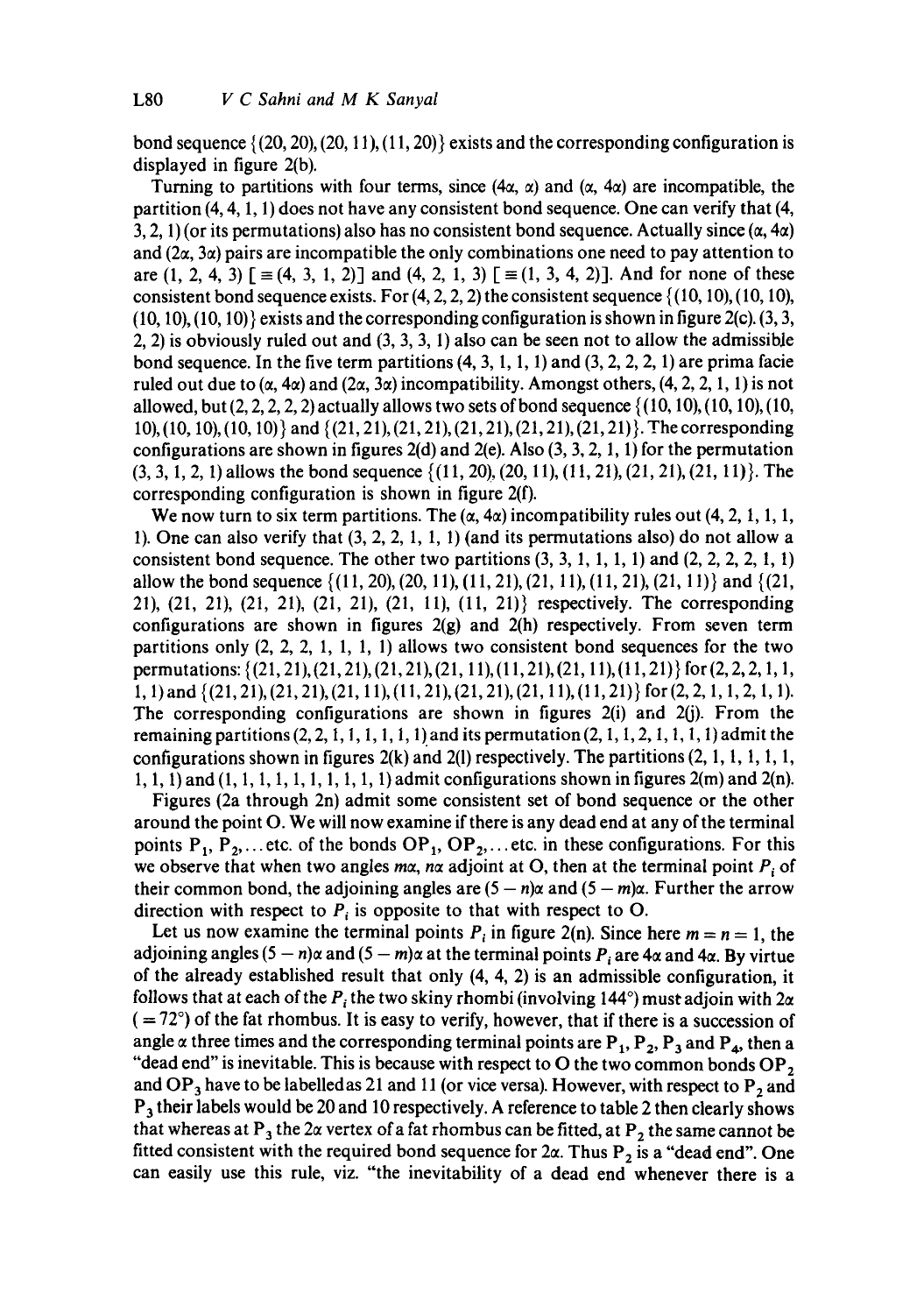bond sequence {(20, 20), (20, 11), (11, 20)} exists and the corresponding configuration is displayed in figure 2(b).

Turning to partitions with four terms, since $(4\alpha, \alpha)$ and $(\alpha, 4\alpha)$ are incompatible, the partition (4, 4, 1, 1) does not have any consistent bond sequence. One can verify that (4, 3, 2, 1) (or its permutations) also has no consistent bond sequence. Actually since $(\alpha, 4\alpha)$ and $(2\alpha, 3\alpha)$ pairs are incompatible the only combinations one need to pay attention to are (1, 2, 4, 3) [≡ (4, 3, 1, 2)] and (4, 2, 1, 3) [≡ (1, 3, 4, 2)]. And for none of these consistent bond sequence exists. For (4, 2, 2, 2) the consistent sequence {(10, 10), (10, 10), (10, 10), (10, 10)} exists and the corresponding configuration is shown in figure 2(c). (3, 3, 2, 2) is obviously ruled out and (3, 3, 3, 1) also can be seen not to allow the admissible bond sequence. In the five term partitions (4, 3, 1, 1, 1) and (3, 2, 2, 2, 1) are prima facie ruled out due to $(\alpha, 4\alpha)$ and $(2\alpha, 3\alpha)$ incompatibility. Amongst others, (4, 2, 2, 1, 1) is not allowed, but (2, 2, 2, 2, 2) actually allows two sets of bond sequence {(10, 10), (10, 10), (10, 10), (10, 10), (10, 10)} and {(21, 21), (21, 21), (21, 21), (21, 21), (21, 21)}. The corresponding configurations are shown in figures 2(d) and 2(e). Also (3, 3, 2, 1, 1) for the permutation (3, 3, 1, 2, 1) allows the bond sequence {(11, 20), (20, 11), (11, 21), (21, 21), (21, 11)}. The corresponding configuration is shown in figure 2(f).

We now turn to six term partitions. The $(\alpha, 4\alpha)$ incompatibility rules out (4, 2, 1, 1, 1, 1). One can also verify that (3, 2, 2, 1, 1, 1) (and its permutations also) do not allow a consistent bond sequence. The other two partitions (3, 3, 1, 1, 1, 1) and (2, 2, 2, 2, 1, 1) allow the bond sequence {(11, 20), (20, 11), (11, 21), (21, 11), (11, 21), (21, 11)} and {(21, 21), (21, 21), (21, 21), (21, 21), (21, 11), (11, 21)} respectively. The corresponding configurations are shown in figures 2(g) and 2(h) respectively. From seven term partitions only (2, 2, 2, 1, 1, 1, 1) allows two consistent bond sequences for the two permutations: {(21, 21), (21, 21), (21, 21), (21, 11), (11, 21), (21, 11), (11, 21)} for (2, 2, 2, 1, 1, 1, 1) and {(21, 21), (21, 21), (21, 11), (11, 21), (21, 21), (21, 11), (11, 21)} for (2, 2, 1, 1, 2, 1, 1). The corresponding configurations are shown in figures 2(i) and 2(j). From the remaining partitions (2, 2, 1, 1, 1, 1, 1, 1) and its permutation (2, 1, 1, 2, 1, 1, 1, 1) admit the configurations shown in figures 2(k) and 2(l) respectively. The partitions (2, 1, 1, 1, 1, 1, 1, 1, 1) and (1, 1, 1, 1, 1, 1, 1, 1, 1, 1) admit configurations shown in figures 2(m) and 2(n).

Figures (2a through 2n) admit some consistent set of bond sequence or the other around the point O. We will now examine if there is any dead end at any of the terminal points $P_1$, $P_2$, ... etc. of the bonds $OP_1$, $OP_2$, ... etc. in these configurations. For this we observe that when two angles $m\alpha$, $n\alpha$ adjoint at O, then at the terminal point $P_i$ of their common bond, the adjoining angles are $(5-n)\alpha$ and $(5-m)\alpha$. Further the arrow direction with respect to $P_i$ is opposite to that with respect to O.

Let us now examine the terminal points $P_i$ in figure 2(n). Since here $m = n = 1$, the adjoining angles $(5-n)\alpha$ and $(5-m)\alpha$ at the terminal points $P_i$ are $4\alpha$ and $4\alpha$. By virtue of the already established result that only (4, 4, 2) is an admissible configuration, it follows that at each of the $P_i$ the two skiny rhombi (involving 144°) must adjoin with $2\alpha$ (= 72°) of the fat rhombus. It is easy to verify, however, that if there is a succession of angle $\alpha$ three times and the corresponding terminal points are $P_1$, $P_2$, $P_3$ and $P_4$, then a "dead end" is inevitable. This is because with respect to O the two common bonds $OP_2$ and $OP_3$ have to be labelled as 21 and 11 (or vice versa). However, with respect to $P_2$ and $P_3$ their labels would be 20 and 10 respectively. A reference to table 2 then clearly shows that whereas at $P_3$ the $2\alpha$ vertex of a fat rhombus can be fitted, at $P_2$ the same cannot be fitted consistent with the required bond sequence for $2\alpha$. Thus $P_2$ is a "dead end". One can easily use this rule, viz. "the inevitability of a dead end whenever there is a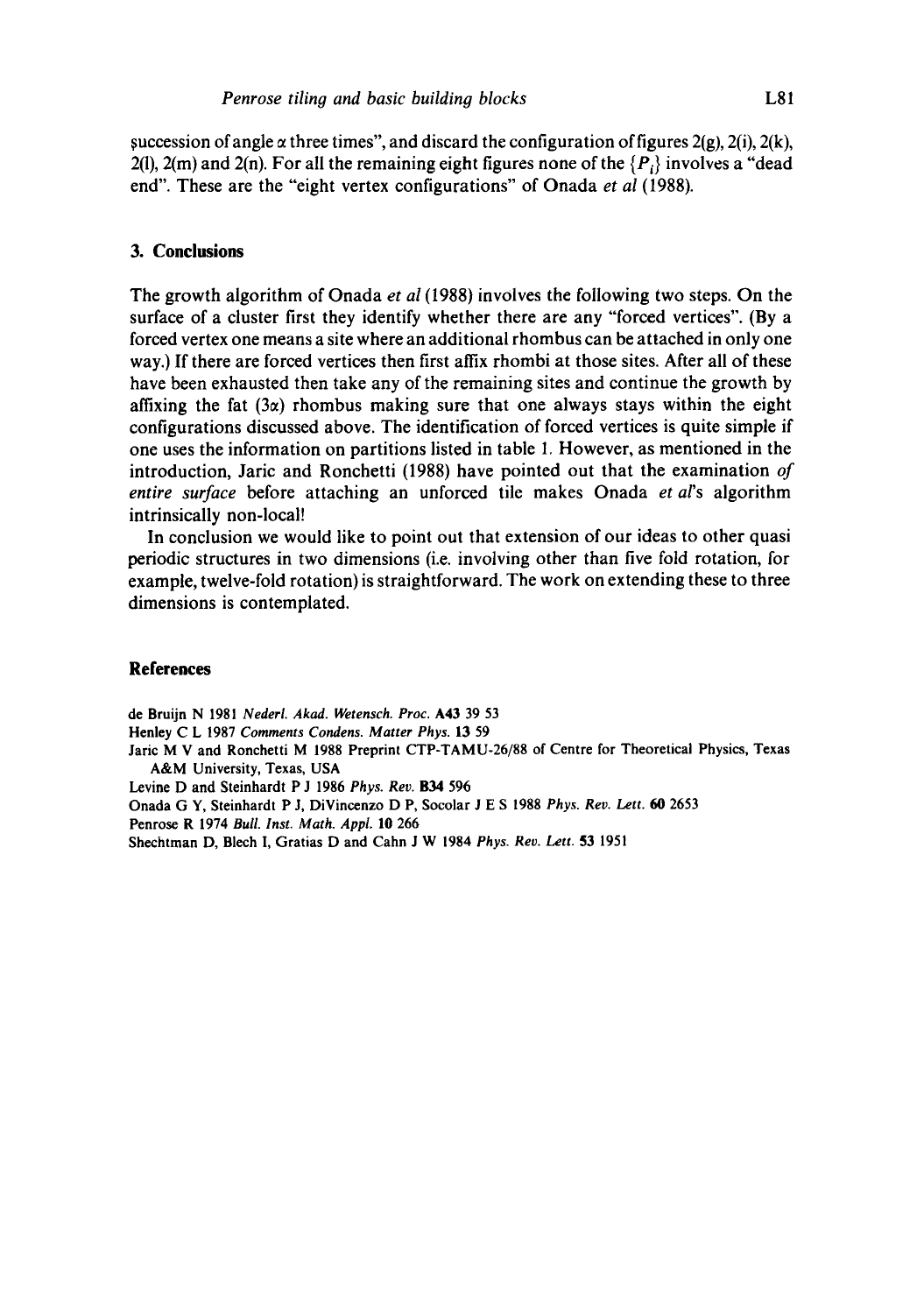succession of angle $\alpha$ three times", and discard the configuration of figures 2(g), 2(i), 2(k), 2(l), 2(m) and 2(n). For all the remaining eight figures none of the $\{P_i\}$ involves a "dead end". These are the "eight vertex configurations" of Onada *et al* (1988).

## 3. Conclusions

The growth algorithm of Onada *et al* (1988) involves the following two steps. On the surface of a cluster first they identify whether there are any "forced vertices". (By a forced vertex one means a site where an additional rhombus can be attached in only one way.) If there are forced vertices then first affix rhombi at those sites. After all of these have been exhausted then take any of the remaining sites and continue the growth by affixing the fat ($3\alpha$) rhombus making sure that one always stays within the eight configurations discussed above. The identification of forced vertices is quite simple if one uses the information on partitions listed in table 1. However, as mentioned in the introduction, Jaric and Ronchetti (1988) have pointed out that the examination *of entire surface* before attaching an unforced tile makes Onada *et al*'s algorithm intrinsically non-local!

In conclusion we would like to point out that extension of our ideas to other quasi periodic structures in two dimensions (i.e. involving other than five fold rotation, for example, twelve-fold rotation) is straightforward. The work on extending these to three dimensions is contemplated.

## References

de Bruijn N 1981 *Nederl. Akad. Wetensch. Proc.* **A43** 39 53

Henley C L 1987 *Comments Condens. Matter Phys.* **13** 59

Jaric M V and Ronchetti M 1988 Preprint CTP-TAMU-26/88 of Centre for Theoretical Physics, Texas A&M University, Texas, USA

Levine D and Steinhardt P J 1986 *Phys. Rev.* **B34** 596

Onada G Y, Steinhardt P J, DiVincenzo D P, Socolar J E S 1988 *Phys. Rev. Lett.* **60** 2653

Penrose R 1974 *Bull. Inst. Math. Appl.* **10** 266

Shechtman D, Blech I, Gratias D and Cahn J W 1984 *Phys. Rev. Lett.* **53** 1951